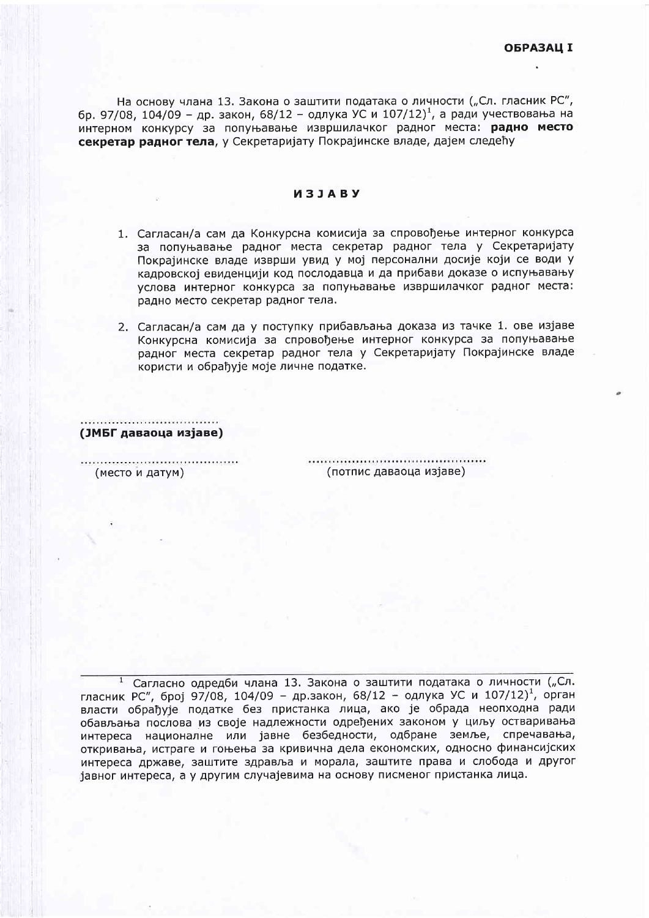**ОБРАЗАЦ I**

На основу члана 13. Закона о заштити података о личности („Сл. гласник РС", бр. 97/08, 104/09 – др. закон, 68/12 – одлука УС и 107/12)[1], а ради учествовања на интерном конкурсу за попуњавање извршилачког радног места: **радно место секретар радног тела**, у Секретаријату Покрајинске владе, дајем следећу

## ИЗЈАВУ

1. Сагласан/а сам да Конкурсна комисија за спровођење интерног конкурса за попуњавање радног места секретар радног тела у Секретаријату Покрајинске владе изврши увид у мој персонални досије који се води у кадровској евиденцији код послодавца и да прибави доказе о испуњавању услова интерног конкурса за попуњавање извршилачког радног места: радно место секретар радног тела.

2. Сагласан/а сам да у поступку прибављања доказа из тачке 1. ове изјаве Конкурсна комисија за спровођење интерног конкурса за попуњавање радног места секретар радног тела у Секретаријату Покрајинске владе користи и обрађује моје личне податке.

..................................

**(ЈМБГ даваоца изјаве)**

........................................ (место и датум)

............................................ (потпис даваоца изјаве)

---

[1] Сагласно одредби члана 13. Закона о заштити података о личности („Сл. гласник РС", број 97/08, 104/09 – др.закон, 68/12 – одлука УС и 107/12)[1], орган власти обрађује податке без пристанка лица, ако је обрада неопходна ради обављања послова из своје надлежности одређених законом у циљу остваривања интереса националне или јавне безбедности, одбране земље, спречавања, откривања, истраге и гоњења за кривична дела економских, односно финансијских интереса државе, заштите здравља и морала, заштите права и слобода и другог јавног интереса, а у другим случајевима на основу писменог пристанка лица.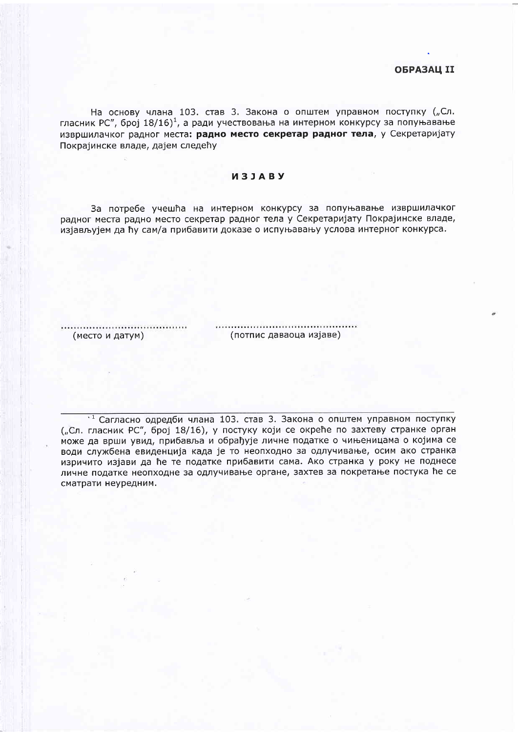**ОБРАЗАЦ II**

На основу члана 103. став 3. Закона о општем управном поступку („Сл. гласник РС", број 18/16)[1], а ради учествовања на интерном конкурсу за попуњавање извршилачког радног места: **радно место секретар радног тела**, у Секретаријату Покрајинске владе, дајем следећу

## ИЗЈАВУ

За потребе учешћа на интерном конкурсу за попуњавање извршилачког радног места радно место секретар радног тела у Секретаријату Покрајинске владе, изјављујем да ћу сам/а прибавити доказе о испуњавању услова интерног конкурса.

........................................ (место и датум)

............................................ (потпис даваоца изјаве)

---

[1] Сагласно одредби члана 103. став 3. Закона о општем управном поступку („Сл. гласник РС", број 18/16), у постуку који се окреће по захтеву странке орган може да врши увид, прибавља и обрађује личне податке о чињеницама о којима се води службена евиденција када је то неопходно за одлучивање, осим ако странка изричито изјави да ће те податке прибавити сама. Ако странка у року не поднесе личне податке неопходне за одлучивање органе, захтев за покретање постука ће се сматрати неуредним.